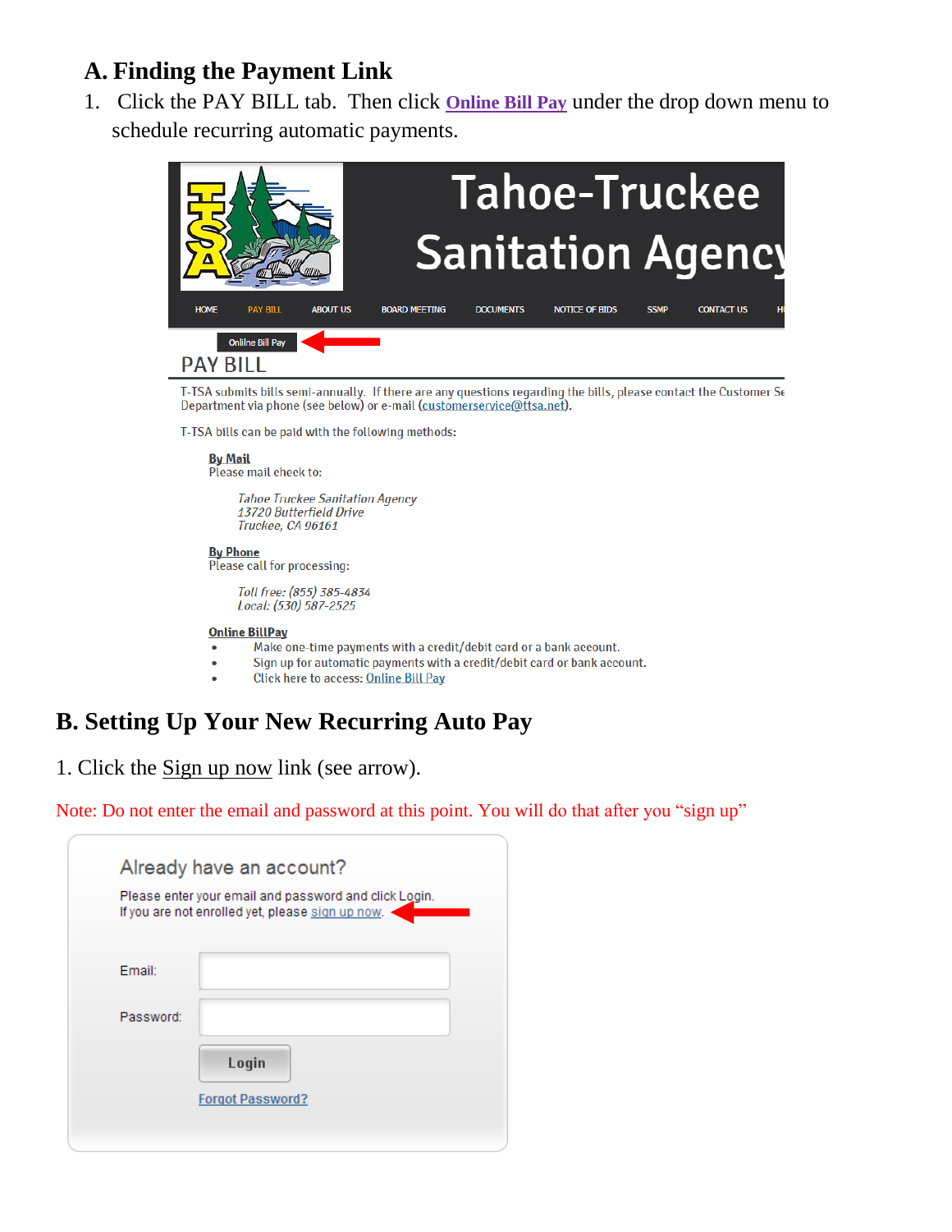## A. Finding the Payment Link

1. Click the PAY BILL tab. Then click **Online Bill Pay** under the drop down menu to schedule recurring automatic payments.

Tahoe-Truckee Sanitation Agency

HOME | PAY BILL | ABOUT US | BOARD MEETING | DOCUMENTS | NOTICE OF BIDS | SSMP | CONTACT US

Online Bill Pay

PAY BILL

T-TSA submits bills semi-annually. If there are any questions regarding the bills, please contact the Customer Se Department via phone (see below) or e-mail (customerservice@ttsa.net).

T-TSA bills can be paid with the following methods:

**By Mail**
Please mail check to:

*Tahoe Truckee Sanitation Agency*
*13720 Butterfield Drive*
*Truckee, CA 96161*

**By Phone**
Please call for processing:

*Toll free: (855) 385-4834*
*Local: (530) 587-2525*

**Online BillPay**

- Make one-time payments with a credit/debit card or a bank account.
- Sign up for automatic payments with a credit/debit card or bank account.
- Click here to access: Online Bill Pay

## B. Setting Up Your New Recurring Auto Pay

1. Click the Sign up now link (see arrow).

Note: Do not enter the email and password at this point. You will do that after you "sign up"

Already have an account?

Please enter your email and password and click Login.
If you are not enrolled yet, please sign up now.

Email:

Password:

Login

Forgot Password?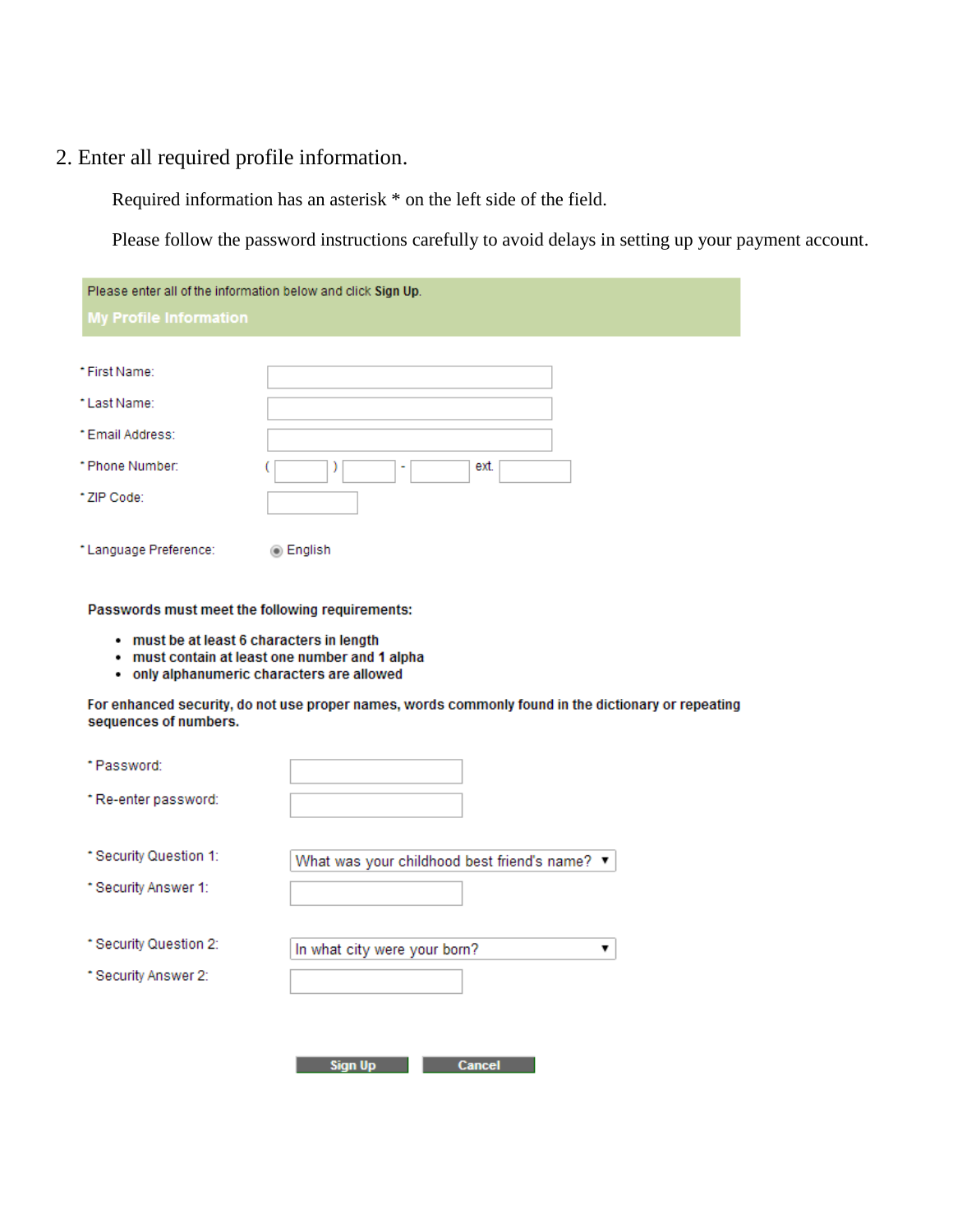2. Enter all required profile information.

Required information has an asterisk * on the left side of the field.

Please follow the password instructions carefully to avoid delays in setting up your payment account.

Please enter all of the information below and click **Sign Up**.

**My Profile Information**

* First Name:
* Last Name:
* Email Address:
* Phone Number: ( ) - ext.
* ZIP Code:

* Language Preference: English

**Passwords must meet the following requirements:**

- **must be at least 6 characters in length**
- **must contain at least one number and 1 alpha**
- **only alphanumeric characters are allowed**

**For enhanced security, do not use proper names, words commonly found in the dictionary or repeating sequences of numbers.**

* Password:
* Re-enter password:

* Security Question 1: What was your childhood best friend's name?
* Security Answer 1:

* Security Question 2: In what city were your born?
* Security Answer 2:

Sign Up | Cancel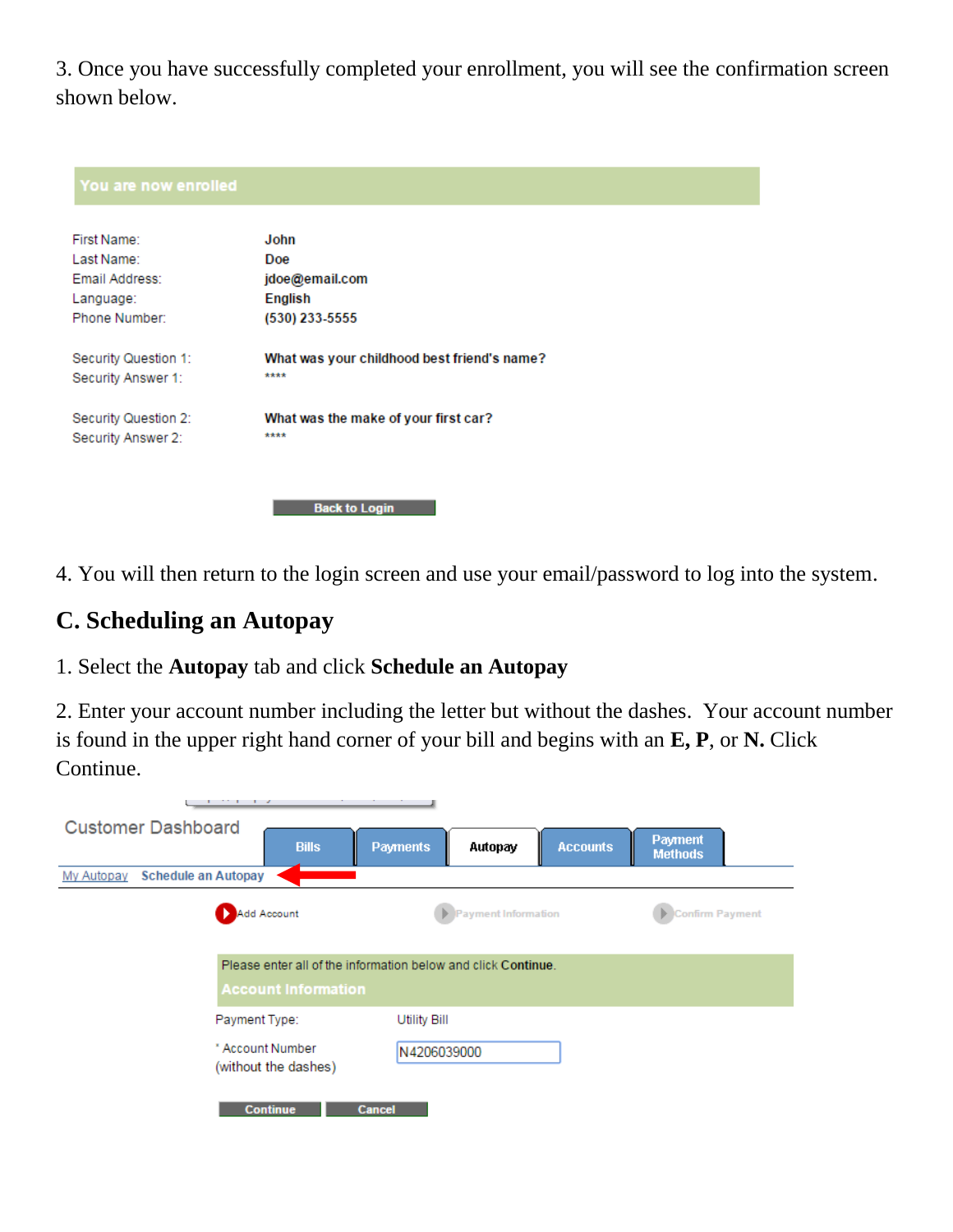3. Once you have successfully completed your enrollment, you will see the confirmation screen shown below.

You are now enrolled

| | |
|---|---|
| First Name: | John |
| Last Name: | Doe |
| Email Address: | jdoe@email.com |
| Language: | English |
| Phone Number: | (530) 233-5555 |
| Security Question 1: | What was your childhood best friend's name? |
| Security Answer 1: | **** |
| Security Question 2: | What was the make of your first car? |
| Security Answer 2: | **** |

Back to Login

4. You will then return to the login screen and use your email/password to log into the system.

## C. Scheduling an Autopay

1. Select the **Autopay** tab and click **Schedule an Autopay**

2. Enter your account number including the letter but without the dashes. Your account number is found in the upper right hand corner of your bill and begins with an **E, P**, or **N.** Click Continue.

Customer Dashboard

Bills | Payments | Autopay | Accounts | Payment Methods

My Autopay  Schedule an Autopay

Add Account  Payment Information  Confirm Payment

Please enter all of the information below and click **Continue**.

Account Information

| | |
|---|---|
| Payment Type: | Utility Bill |
| * Account Number (without the dashes) | N4206039000 |

Continue  Cancel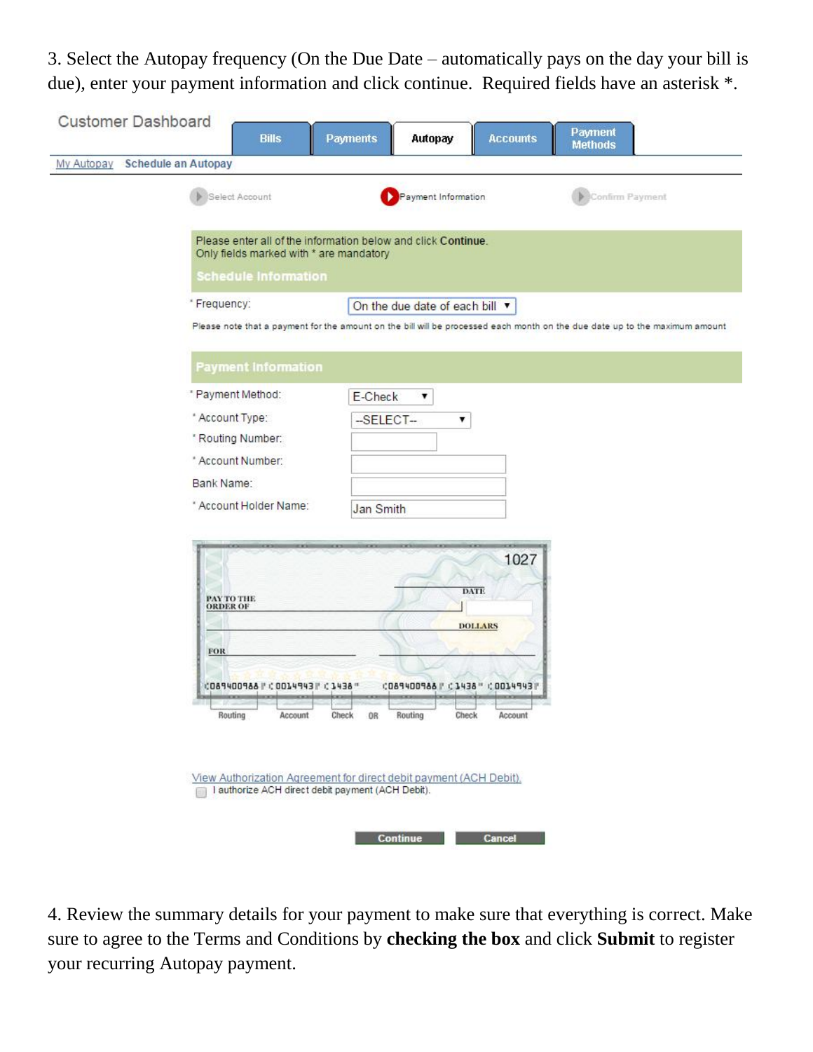3. Select the Autopay frequency (On the Due Date – automatically pays on the day your bill is due), enter your payment information and click continue. Required fields have an asterisk *.

Customer Dashboard

Bills | Payments | Autopay | Accounts | Payment Methods

My Autopay   Schedule an Autopay

Select Account   Payment Information   Confirm Payment

Please enter all of the information below and click **Continue**.
Only fields marked with * are mandatory

**Schedule Information**

* Frequency: On the due date of each bill

Please note that a payment for the amount on the bill will be processed each month on the due date up to the maximum amount

**Payment Information**

* Payment Method: E-Check
* Account Type: --SELECT--
* Routing Number:
* Account Number:

Bank Name:

* Account Holder Name: Jan Smith

1027

PAY TO THE ORDER OF   DATE   DOLLARS   FOR

⑆089400988⑆ ⑈0014943⑈ ⑆1438⑈   ⑆089400988⑆ ⑆1438⑈ ⑈0014943⑈

Routing   Account   Check   OR   Routing   Check   Account

View Authorization Agreement for direct debit payment (ACH Debit).

I authorize ACH direct debit payment (ACH Debit).

Continue   Cancel

4. Review the summary details for your payment to make sure that everything is correct. Make sure to agree to the Terms and Conditions by **checking the box** and click **Submit** to register your recurring Autopay payment.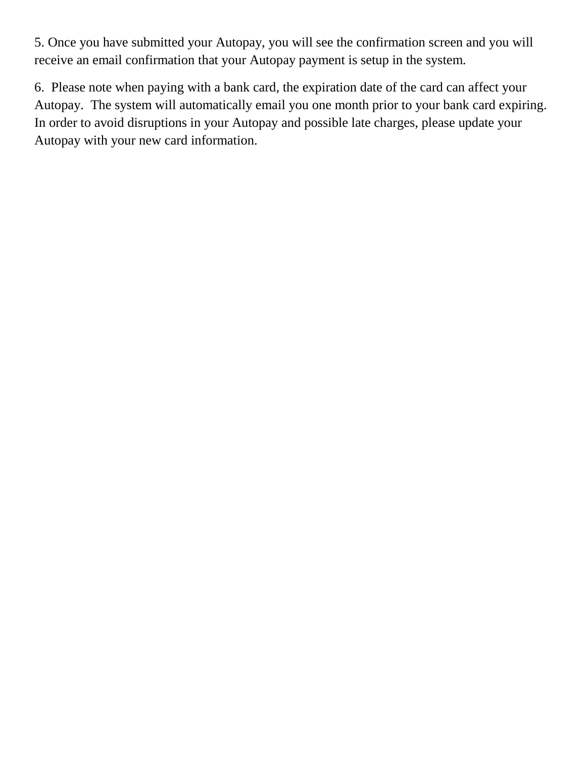5. Once you have submitted your Autopay, you will see the confirmation screen and you will receive an email confirmation that your Autopay payment is setup in the system.

6. Please note when paying with a bank card, the expiration date of the card can affect your Autopay. The system will automatically email you one month prior to your bank card expiring. In order to avoid disruptions in your Autopay and possible late charges, please update your Autopay with your new card information.